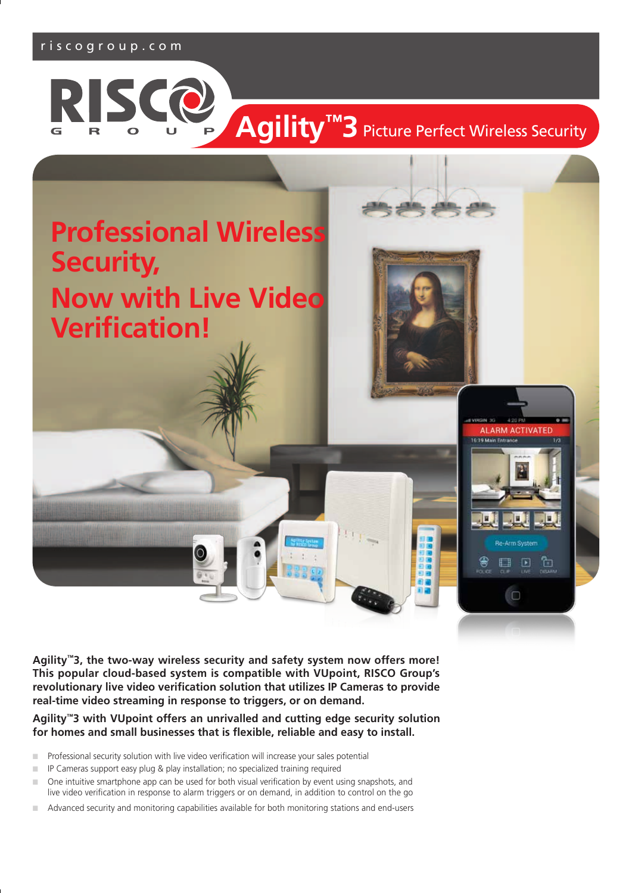riscogroup.com

RISCO GROUP

# Agility™3 Picture Perfect Wireless Security

## Professional Wireless Security, Now with Live Video Verification!

**Agility™3, the two-way wireless security and safety system now offers more! This popular cloud-based system is compatible with VUpoint, RISCO Group's revolutionary live video verification solution that utilizes IP Cameras to provide real-time video streaming in response to triggers, or on demand.**

**Agility™3 with VUpoint offers an unrivalled and cutting edge security solution for homes and small businesses that is flexible, reliable and easy to install.**

- Professional security solution with live video verification will increase your sales potential
- IP Cameras support easy plug & play installation; no specialized training required
- One intuitive smartphone app can be used for both visual verification by event using snapshots, and live video verification in response to alarm triggers or on demand, in addition to control on the go
- Advanced security and monitoring capabilities available for both monitoring stations and end-users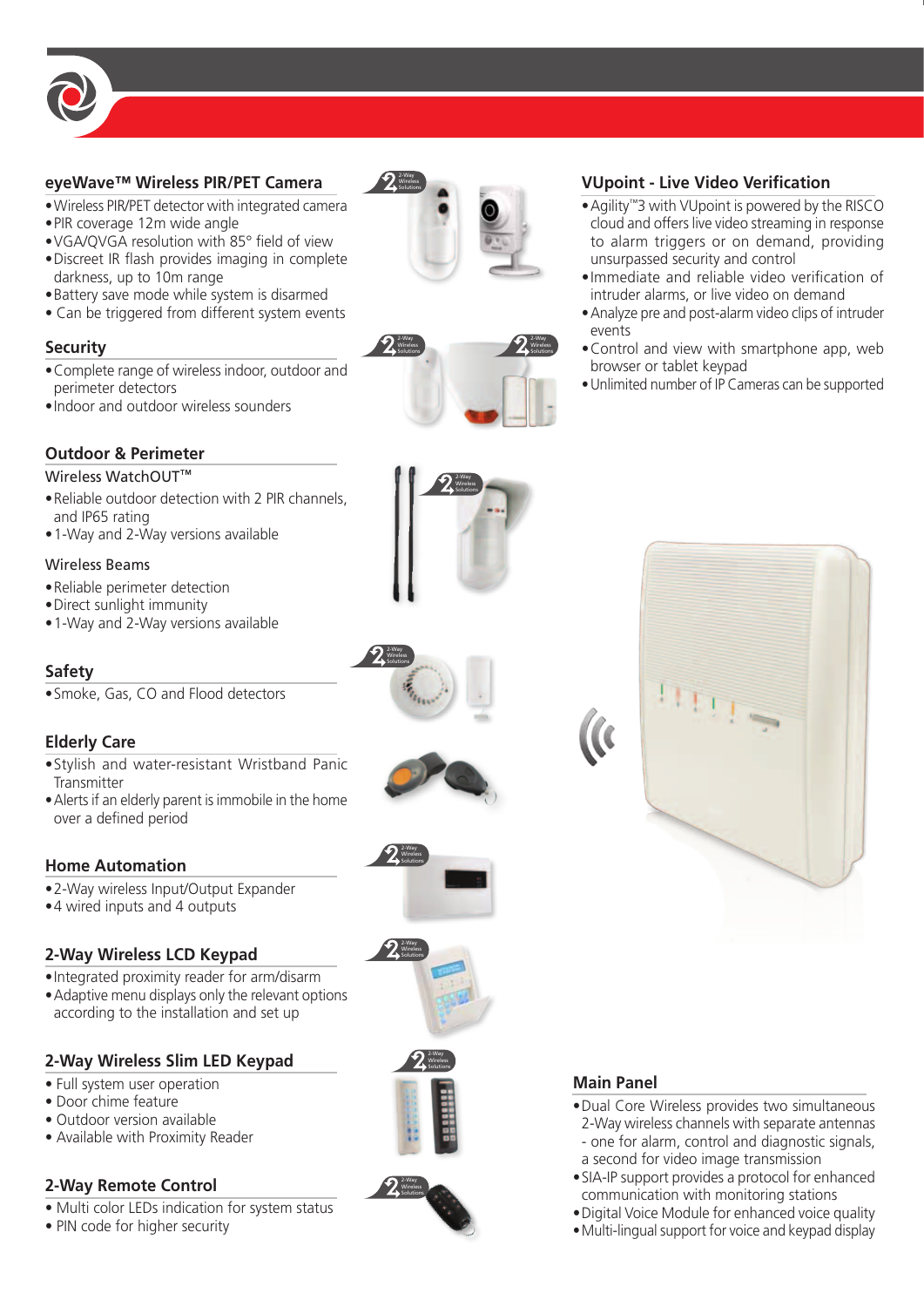## eyeWave™ Wireless PIR/PET Camera

- Wireless PIR/PET detector with integrated camera
- PIR coverage 12m wide angle
- VGA/QVGA resolution with 85° field of view
- Discreet IR flash provides imaging in complete darkness, up to 10m range
- Battery save mode while system is disarmed
- Can be triggered from different system events

## Security

- Complete range of wireless indoor, outdoor and perimeter detectors
- Indoor and outdoor wireless sounders

## Outdoor & Perimeter

### Wireless WatchOUT™

- Reliable outdoor detection with 2 PIR channels, and IP65 rating
- 1-Way and 2-Way versions available

### Wireless Beams

- Reliable perimeter detection
- Direct sunlight immunity
- 1-Way and 2-Way versions available

## Safety

- Smoke, Gas, CO and Flood detectors

## Elderly Care

- Stylish and water-resistant Wristband Panic Transmitter
- Alerts if an elderly parent is immobile in the home over a defined period

## Home Automation

- 2-Way wireless Input/Output Expander
- 4 wired inputs and 4 outputs

## 2-Way Wireless LCD Keypad

- Integrated proximity reader for arm/disarm
- Adaptive menu displays only the relevant options according to the installation and set up

## 2-Way Wireless Slim LED Keypad

- Full system user operation
- Door chime feature
- Outdoor version available
- Available with Proximity Reader

## 2-Way Remote Control

- Multi color LEDs indication for system status
- PIN code for higher security

## VUpoint - Live Video Verification

- Agility™3 with VUpoint is powered by the RISCO cloud and offers live video streaming in response to alarm triggers or on demand, providing unsurpassed security and control
- Immediate and reliable video verification of intruder alarms, or live video on demand
- Analyze pre and post-alarm video clips of intruder events
- Control and view with smartphone app, web browser or tablet keypad
- Unlimited number of IP Cameras can be supported

## Main Panel

- Dual Core Wireless provides two simultaneous 2-Way wireless channels with separate antennas - one for alarm, control and diagnostic signals, a second for video image transmission
- SIA-IP support provides a protocol for enhanced communication with monitoring stations
- Digital Voice Module for enhanced voice quality
- Multi-lingual support for voice and keypad display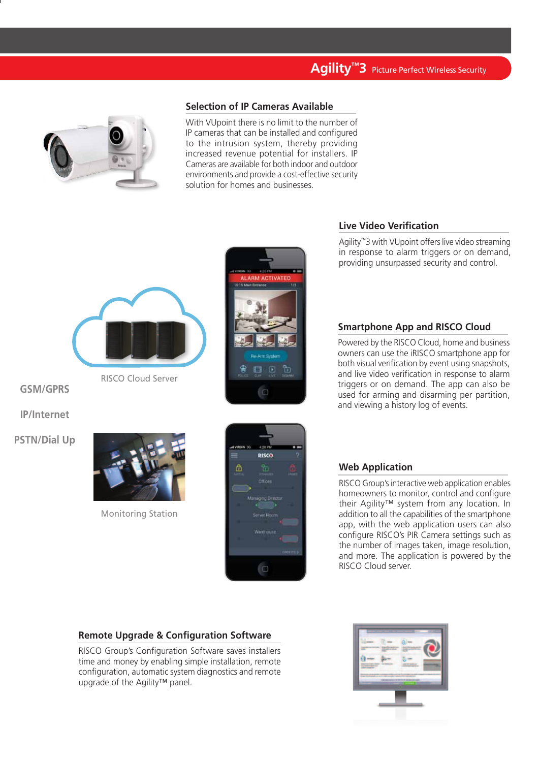## Selection of IP Cameras Available

With VUpoint there is no limit to the number of IP cameras that can be installed and configured to the intrusion system, thereby providing increased revenue potential for installers. IP Cameras are available for both indoor and outdoor environments and provide a cost-effective security solution for homes and businesses.

## Live Video Verification

Agility™3 with VUpoint offers live video streaming in response to alarm triggers or on demand, providing unsurpassed security and control.

RISCO Cloud Server

GSM/GPRS

IP/Internet

PSTN/Dial Up

Monitoring Station

## Smartphone App and RISCO Cloud

Powered by the RISCO Cloud, home and business owners can use the iRISCO smartphone app for both visual verification by event using snapshots, and live video verification in response to alarm triggers or on demand. The app can also be used for arming and disarming per partition, and viewing a history log of events.

## Web Application

RISCO Group's interactive web application enables homeowners to monitor, control and configure their Agility™ system from any location. In addition to all the capabilities of the smartphone app, with the web application users can also configure RISCO's PIR Camera settings such as the number of images taken, image resolution, and more. The application is powered by the RISCO Cloud server.

## Remote Upgrade & Configuration Software

RISCO Group's Configuration Software saves installers time and money by enabling simple installation, remote configuration, automatic system diagnostics and remote upgrade of the Agility™ panel.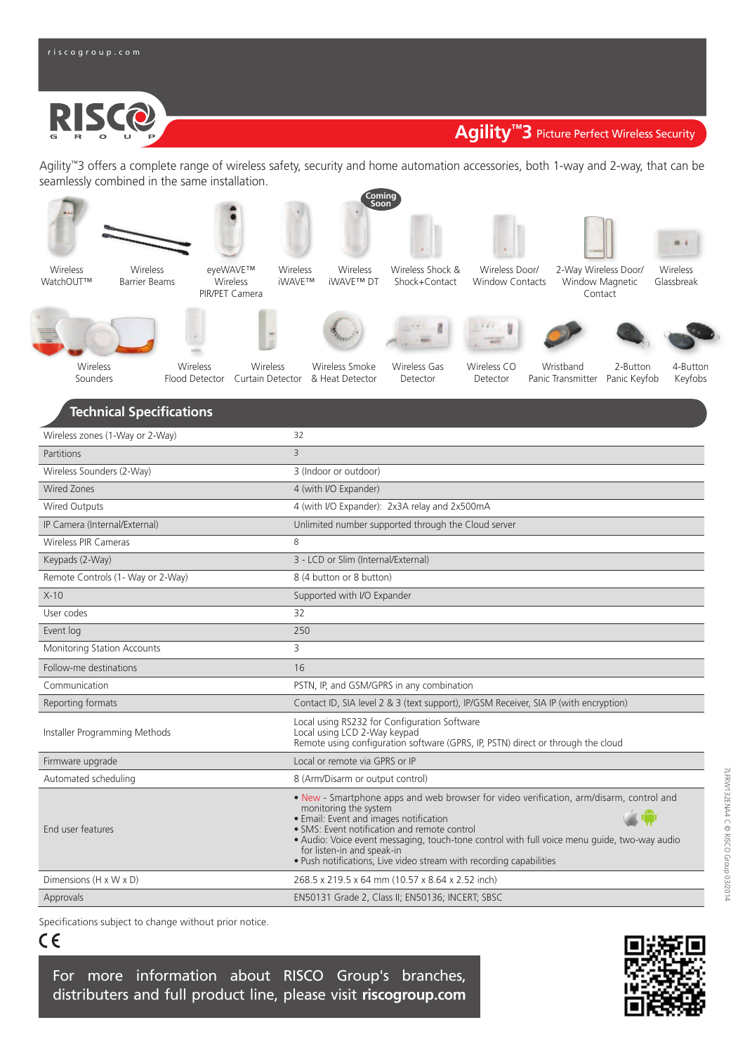# Agility™3 Picture Perfect Wireless Security

Agility™3 offers a complete range of wireless safety, security and home automation accessories, both 1-way and 2-way, that can be seamlessly combined in the same installation.

Wireless WatchOUT™
Wireless Barrier Beams
eyeWAVE™ Wireless PIR/PET Camera
Wireless iWAVE™
Coming Soon
Wireless iWAVE™ DT
Wireless Shock & Shock+Contact
Wireless Door/ Window Contacts
2-Way Wireless Door/ Window Magnetic Contact
Wireless Glassbreak
Wireless Sounders
Wireless Flood Detector
Wireless Curtain Detector
Wireless Smoke & Heat Detector
Wireless Gas Detector
Wireless CO Detector
Wristband Panic Transmitter
2-Button Panic Keyfob
4-Button Keyfobs

## Technical Specifications

| | |
|---|---|
| Wireless zones (1-Way or 2-Way) | 32 |
| Partitions | 3 |
| Wireless Sounders (2-Way) | 3 (Indoor or outdoor) |
| Wired Zones | 4 (with I/O Expander) |
| Wired Outputs | 4 (with I/O Expander): 2x3A relay and 2x500mA |
| IP Camera (Internal/External) | Unlimited number supported through the Cloud server |
| Wireless PIR Cameras | 8 |
| Keypads (2-Way) | 3 - LCD or Slim (Internal/External) |
| Remote Controls (1- Way or 2-Way) | 8 (4 button or 8 button) |
| X-10 | Supported with I/O Expander |
| User codes | 32 |
| Event log | 250 |
| Monitoring Station Accounts | 3 |
| Follow-me destinations | 16 |
| Communication | PSTN, IP, and GSM/GPRS in any combination |
| Reporting formats | Contact ID, SIA level 2 & 3 (text support), IP/GSM Receiver, SIA IP (with encryption) |
| Installer Programming Methods | Local using RS232 for Configuration Software<br>Local using LCD 2-Way keypad<br>Remote using configuration software (GPRS, IP, PSTN) direct or through the cloud |
| Firmware upgrade | Local or remote via GPRS or IP |
| Automated scheduling | 8 (Arm/Disarm or output control) |
| End user features | • New - Smartphone apps and web browser for video verification, arm/disarm, control and monitoring the system<br>• Email: Event and images notification<br>• SMS: Event notification and remote control<br>• Audio: Voice event messaging, touch-tone control with full voice menu guide, two-way audio for listen-in and speak-in<br>• Push notifications, Live video stream with recording capabilities |
| Dimensions (H x W x D) | 268.5 x 219.5 x 64 mm (10.57 x 8.64 x 2.52 inch) |
| Approvals | EN50131 Grade 2, Class II; EN50136; INCERT; SBSC |

Specifications subject to change without prior notice.

CE

For more information about RISCO Group's branches, distributors and full product line, please visit **riscogroup.com**

7LRW132EN4A4 C © RISCO Group 03/2014